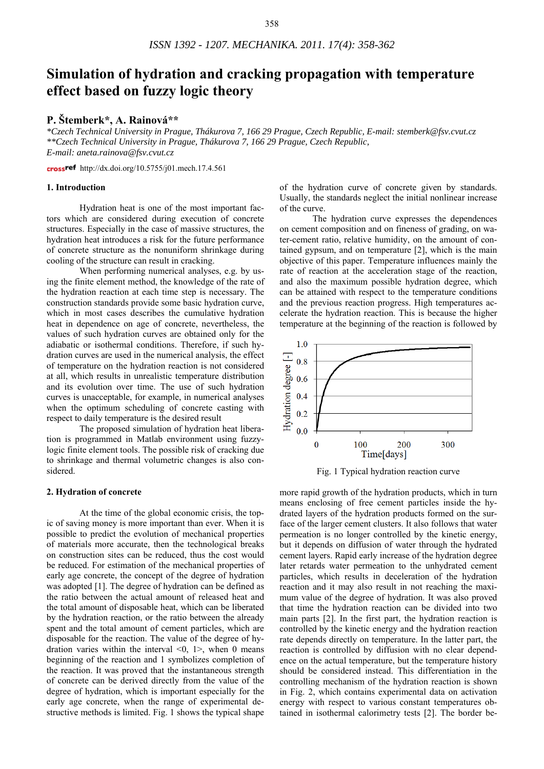# Simulation of hydration and cracking propagation with temperature effect based on fuzzy logic theory

## P. Štemberk*, A. Rainová**

*\*Czech Technical University in Prague, Thákurova 7, 166 29 Prague, Czech Republic, E-mail: stemberk@fsv.cvut.cz*
*\*\*Czech Technical University in Prague, Thákurova 7, 166 29 Prague, Czech Republic,*
*E-mail: aneta.rainova@fsv.cvut.cz*

crossref http://dx.doi.org/10.5755/j01.mech.17.4.561

### 1. Introduction

Hydration heat is one of the most important factors which are considered during execution of concrete structures. Especially in the case of massive structures, the hydration heat introduces a risk for the future performance of concrete structure as the nonuniform shrinkage during cooling of the structure can result in cracking.

When performing numerical analyses, e.g. by using the finite element method, the knowledge of the rate of the hydration reaction at each time step is necessary. The construction standards provide some basic hydration curve, which in most cases describes the cumulative hydration heat in dependence on age of concrete, nevertheless, the values of such hydration curves are obtained only for the adiabatic or isothermal conditions. Therefore, if such hydration curves are used in the numerical analysis, the effect of temperature on the hydration reaction is not considered at all, which results in unrealistic temperature distribution and its evolution over time. The use of such hydration curves is unacceptable, for example, in numerical analyses when the optimum scheduling of concrete casting with respect to daily temperature is the desired result

The proposed simulation of hydration heat liberation is programmed in Matlab environment using fuzzy-logic finite element tools. The possible risk of cracking due to shrinkage and thermal volumetric changes is also considered.

### 2. Hydration of concrete

At the time of the global economic crisis, the topic of saving money is more important than ever. When it is possible to predict the evolution of mechanical properties of materials more accurate, then the technological breaks on construction sites can be reduced, thus the cost would be reduced. For estimation of the mechanical properties of early age concrete, the concept of the degree of hydration was adopted [1]. The degree of hydration can be defined as the ratio between the actual amount of released heat and the total amount of disposable heat, which can be liberated by the hydration reaction, or the ratio between the already spent and the total amount of cement particles, which are disposable for the reaction. The value of the degree of hydration varies within the interval <0, 1>, when 0 means beginning of the reaction and 1 symbolizes completion of the reaction. It was proved that the instantaneous strength of concrete can be derived directly from the value of the degree of hydration, which is important especially for the early age concrete, when the range of experimental destructive methods is limited. Fig. 1 shows the typical shape of the hydration curve of concrete given by standards. Usually, the standards neglect the initial nonlinear increase of the curve.

The hydration curve expresses the dependences on cement composition and on fineness of grading, on water-cement ratio, relative humidity, on the amount of contained gypsum, and on temperature [2], which is the main objective of this paper. Temperature influences mainly the rate of reaction at the acceleration stage of the reaction, and also the maximum possible hydration degree, which can be attained with respect to the temperature conditions and the previous reaction progress. High temperatures accelerate the hydration reaction. This is because the higher temperature at the beginning of the reaction is followed by more rapid growth of the hydration products, which in turn means enclosing of free cement particles inside the hydrated layers of the hydration products formed on the surface of the larger cement clusters. It also follows that water permeation is no longer controlled by the kinetic energy, but it depends on diffusion of water through the hydrated cement layers. Rapid early increase of the hydration degree later retards water permeation to the unhydrated cement particles, which results in deceleration of the hydration reaction and it may also result in not reaching the maximum value of the degree of hydration. It was also proved that time the hydration reaction can be divided into two main parts [2]. In the first part, the hydration reaction is controlled by the kinetic energy and the hydration reaction rate depends directly on temperature. In the latter part, the reaction is controlled by diffusion with no clear dependence on the actual temperature, but the temperature history should be considered instead. This differentiation in the controlling mechanism of the hydration reaction is shown in Fig. 2, which contains experimental data on activation energy with respect to various constant temperatures obtained in isothermal calorimetry tests [2]. The border be-

Fig. 1 Typical hydration reaction curve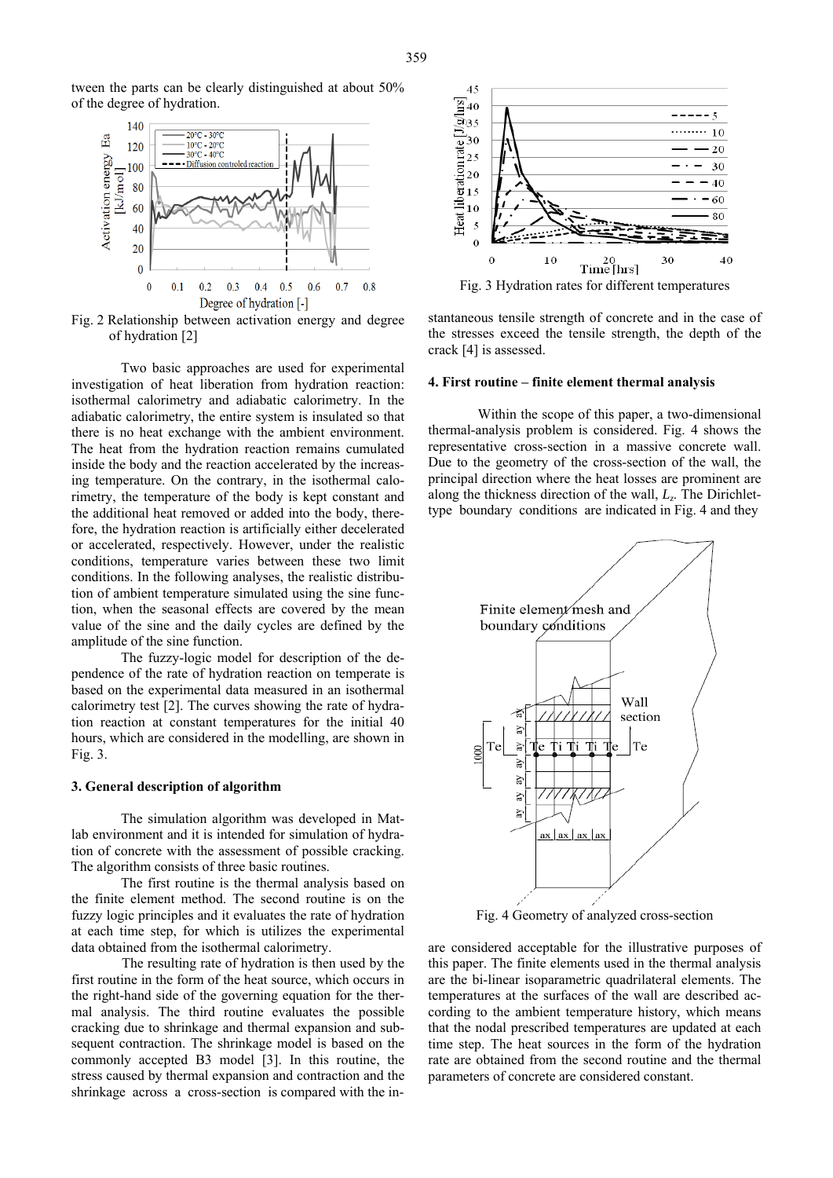tween the parts can be clearly distinguished at about 50% of the degree of hydration.

Fig. 2 Relationship between activation energy and degree of hydration [2]

Two basic approaches are used for experimental investigation of heat liberation from hydration reaction: isothermal calorimetry and adiabatic calorimetry. In the adiabatic calorimetry, the entire system is insulated so that there is no heat exchange with the ambient environment. The heat from the hydration reaction remains cumulated inside the body and the reaction accelerated by the increasing temperature. On the contrary, in the isothermal calorimetry, the temperature of the body is kept constant and the additional heat removed or added into the body, therefore, the hydration reaction is artificially either decelerated or accelerated, respectively. However, under the realistic conditions, temperature varies between these two limit conditions. In the following analyses, the realistic distribution of ambient temperature simulated using the sine function, when the seasonal effects are covered by the mean value of the sine and the daily cycles are defined by the amplitude of the sine function.

The fuzzy-logic model for description of the dependence of the rate of hydration reaction on temperate is based on the experimental data measured in an isothermal calorimetry test [2]. The curves showing the rate of hydration reaction at constant temperatures for the initial 40 hours, which are considered in the modelling, are shown in Fig. 3.

### 3. General description of algorithm

The simulation algorithm was developed in Matlab environment and it is intended for simulation of hydration of concrete with the assessment of possible cracking. The algorithm consists of three basic routines.

The first routine is the thermal analysis based on the finite element method. The second routine is on the fuzzy logic principles and it evaluates the rate of hydration at each time step, for which is utilizes the experimental data obtained from the isothermal calorimetry.

The resulting rate of hydration is then used by the first routine in the form of the heat source, which occurs in the right-hand side of the governing equation for the thermal analysis. The third routine evaluates the possible cracking due to shrinkage and thermal expansion and subsequent contraction. The shrinkage model is based on the commonly accepted B3 model [3]. In this routine, the stress caused by thermal expansion and contraction and the shrinkage across a cross-section is compared with the instantaneous tensile strength of concrete and in the case of the stresses exceed the tensile strength, the depth of the crack [4] is assessed.

Fig. 3 Hydration rates for different temperatures

### 4. First routine – finite element thermal analysis

Within the scope of this paper, a two-dimensional thermal-analysis problem is considered. Fig. 4 shows the representative cross-section in a massive concrete wall. Due to the geometry of the cross-section of the wall, the principal direction where the heat losses are prominent are along the thickness direction of the wall, $L_z$. The Dirichlet-type boundary conditions are indicated in Fig. 4 and they are considered acceptable for the illustrative purposes of this paper. The finite elements used in the thermal analysis are the bi-linear isoparametric quadrilateral elements. The temperatures at the surfaces of the wall are described according to the ambient temperature history, which means that the nodal prescribed temperatures are updated at each time step. The heat sources in the form of the hydration rate are obtained from the second routine and the thermal parameters of concrete are considered constant.

Fig. 4 Geometry of analyzed cross-section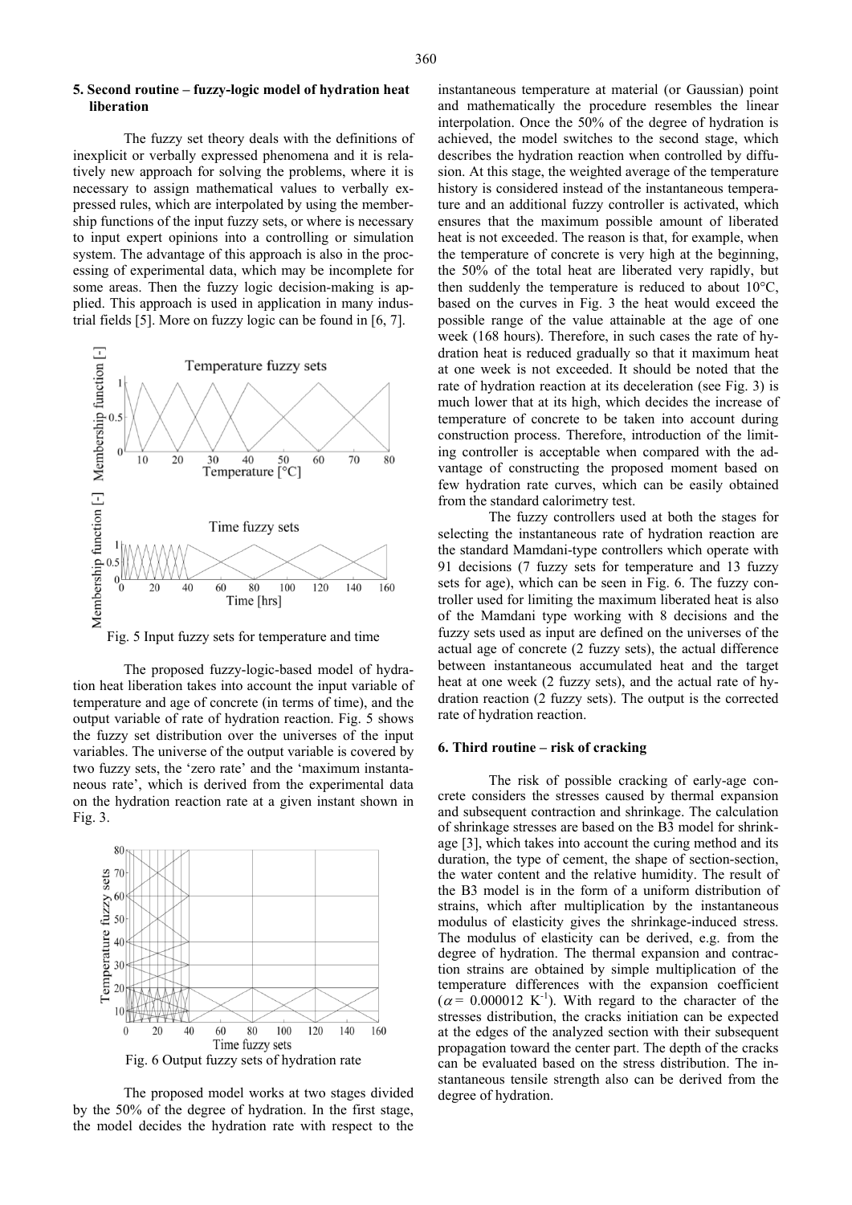## 5. Second routine – fuzzy-logic model of hydration heat liberation

The fuzzy set theory deals with the definitions of inexplicit or verbally expressed phenomena and it is relatively new approach for solving the problems, where it is necessary to assign mathematical values to verbally expressed rules, which are interpolated by using the membership functions of the input fuzzy sets, or where is necessary to input expert opinions into a controlling or simulation system. The advantage of this approach is also in the processing of experimental data, which may be incomplete for some areas. Then the fuzzy logic decision-making is applied. This approach is used in application in many industrial fields [5]. More on fuzzy logic can be found in [6, 7].

Fig. 5 Input fuzzy sets for temperature and time

The proposed fuzzy-logic-based model of hydration heat liberation takes into account the input variable of temperature and age of concrete (in terms of time), and the output variable of rate of hydration reaction. Fig. 5 shows the fuzzy set distribution over the universes of the input variables. The universe of the output variable is covered by two fuzzy sets, the 'zero rate' and the 'maximum instantaneous rate', which is derived from the experimental data on the hydration reaction rate at a given instant shown in Fig. 3.

Fig. 6 Output fuzzy sets of hydration rate

The proposed model works at two stages divided by the 50% of the degree of hydration. In the first stage, the model decides the hydration rate with respect to the instantaneous temperature at material (or Gaussian) point and mathematically the procedure resembles the linear interpolation. Once the 50% of the degree of hydration is achieved, the model switches to the second stage, which describes the hydration reaction when controlled by diffusion. At this stage, the weighted average of the temperature history is considered instead of the instantaneous temperature and an additional fuzzy controller is activated, which ensures that the maximum possible amount of liberated heat is not exceeded. The reason is that, for example, when the temperature of concrete is very high at the beginning, the 50% of the total heat are liberated very rapidly, but then suddenly the temperature is reduced to about 10°C, based on the curves in Fig. 3 the heat would exceed the possible range of the value attainable at the age of one week (168 hours). Therefore, in such cases the rate of hydration heat is reduced gradually so that it maximum heat at one week is not exceeded. It should be noted that the rate of hydration reaction at its deceleration (see Fig. 3) is much lower that at its high, which decides the increase of temperature of concrete to be taken into account during construction process. Therefore, introduction of the limiting controller is acceptable when compared with the advantage of constructing the proposed moment based on few hydration rate curves, which can be easily obtained from the standard calorimetry test.

The fuzzy controllers used at both the stages for selecting the instantaneous rate of hydration reaction are the standard Mamdani-type controllers which operate with 91 decisions (7 fuzzy sets for temperature and 13 fuzzy sets for age), which can be seen in Fig. 6. The fuzzy controller used for limiting the maximum liberated heat is also of the Mamdani type working with 8 decisions and the fuzzy sets used as input are defined on the universes of the actual age of concrete (2 fuzzy sets), the actual difference between instantaneous accumulated heat and the target heat at one week (2 fuzzy sets), and the actual rate of hydration reaction (2 fuzzy sets). The output is the corrected rate of hydration reaction.

## 6. Third routine – risk of cracking

The risk of possible cracking of early-age concrete considers the stresses caused by thermal expansion and subsequent contraction and shrinkage. The calculation of shrinkage stresses are based on the B3 model for shrinkage [3], which takes into account the curing method and its duration, the type of cement, the shape of section-section, the water content and the relative humidity. The result of the B3 model is in the form of a uniform distribution of strains, which after multiplication by the instantaneous modulus of elasticity gives the shrinkage-induced stress. The modulus of elasticity can be derived, e.g. from the degree of hydration. The thermal expansion and contraction strains are obtained by simple multiplication of the temperature differences with the expansion coefficient ($\alpha = 0.000012\ K^{-1}$). With regard to the character of the stresses distribution, the cracks initiation can be expected at the edges of the analyzed section with their subsequent propagation toward the center part. The depth of the cracks can be evaluated based on the stress distribution. The instantaneous tensile strength also can be derived from the degree of hydration.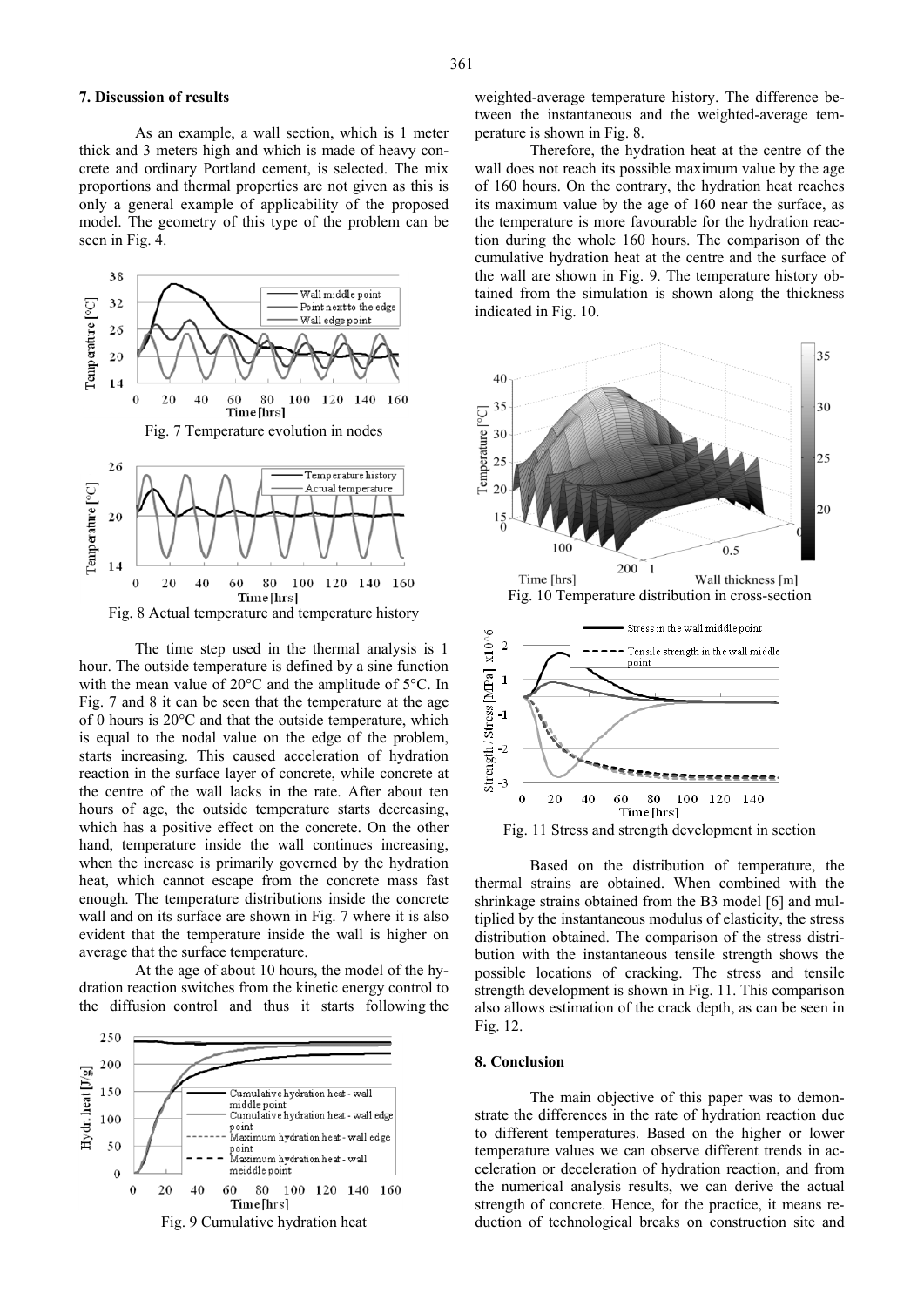## 7. Discussion of results

As an example, a wall section, which is 1 meter thick and 3 meters high and which is made of heavy concrete and ordinary Portland cement, is selected. The mix proportions and thermal properties are not given as this is only a general example of applicability of the proposed model. The geometry of this type of the problem can be seen in Fig. 4.

Fig. 7 Temperature evolution in nodes

Fig. 8 Actual temperature and temperature history

The time step used in the thermal analysis is 1 hour. The outside temperature is defined by a sine function with the mean value of 20°C and the amplitude of 5°C. In Fig. 7 and 8 it can be seen that the temperature at the age of 0 hours is 20°C and that the outside temperature, which is equal to the nodal value on the edge of the problem, starts increasing. This caused acceleration of hydration reaction in the surface layer of concrete, while concrete at the centre of the wall lacks in the rate. After about ten hours of age, the outside temperature starts decreasing, which has a positive effect on the concrete. On the other hand, temperature inside the wall continues increasing, when the increase is primarily governed by the hydration heat, which cannot escape from the concrete mass fast enough. The temperature distributions inside the concrete wall and on its surface are shown in Fig. 7 where it is also evident that the temperature inside the wall is higher on average that the surface temperature.

At the age of about 10 hours, the model of the hydration reaction switches from the kinetic energy control to the diffusion control and thus it starts following the weighted-average temperature history. The difference between the instantaneous and the weighted-average temperature is shown in Fig. 8.

Fig. 9 Cumulative hydration heat

Therefore, the hydration heat at the centre of the wall does not reach its possible maximum value by the age of 160 hours. On the contrary, the hydration heat reaches its maximum value by the age of 160 near the surface, as the temperature is more favourable for the hydration reaction during the whole 160 hours. The comparison of the cumulative hydration heat at the centre and the surface of the wall are shown in Fig. 9. The temperature history obtained from the simulation is shown along the thickness indicated in Fig. 10.

Fig. 10 Temperature distribution in cross-section

Fig. 11 Stress and strength development in section

Based on the distribution of temperature, the thermal strains are obtained. When combined with the shrinkage strains obtained from the B3 model [6] and multiplied by the instantaneous modulus of elasticity, the stress distribution obtained. The comparison of the stress distribution with the instantaneous tensile strength shows the possible locations of cracking. The stress and tensile strength development is shown in Fig. 11. This comparison also allows estimation of the crack depth, as can be seen in Fig. 12.

## 8. Conclusion

The main objective of this paper was to demonstrate the differences in the rate of hydration reaction due to different temperatures. Based on the higher or lower temperature values we can observe different trends in acceleration or deceleration of hydration reaction, and from the numerical analysis results, we can derive the actual strength of concrete. Hence, for the practice, it means reduction of technological breaks on construction site and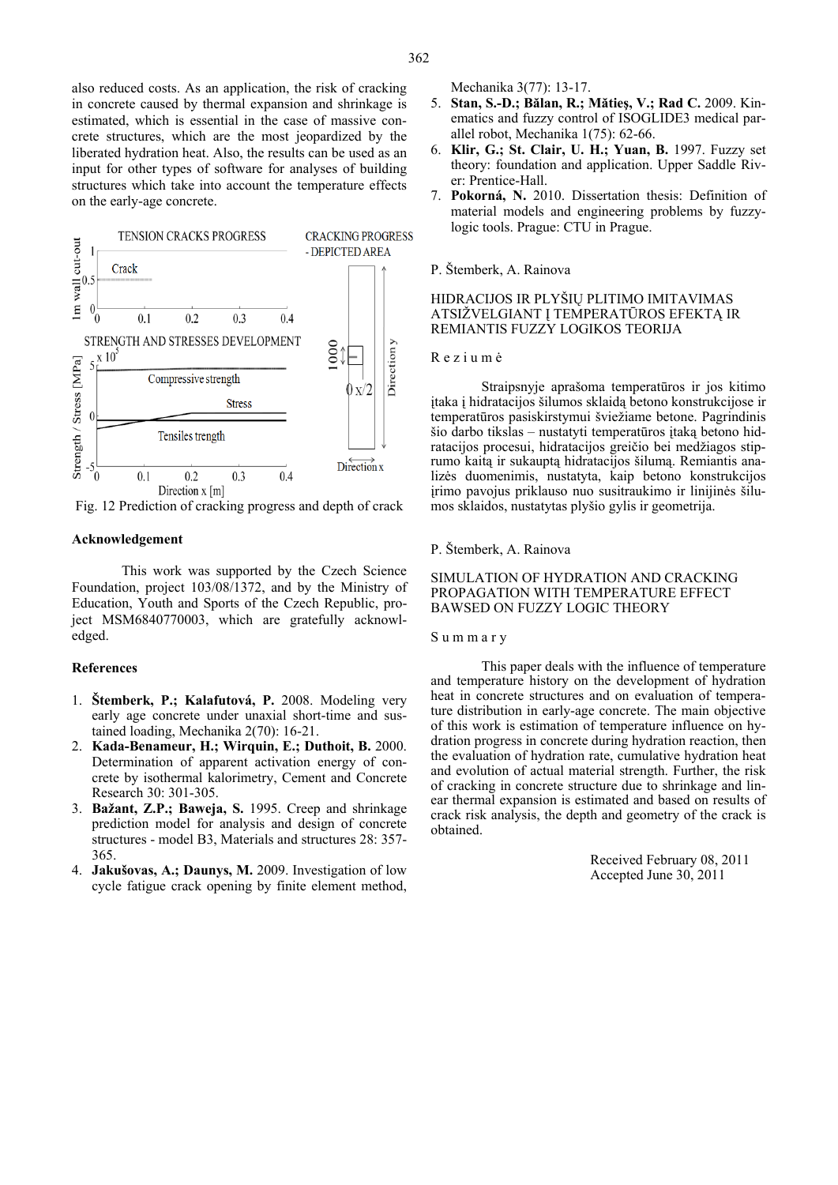also reduced costs. As an application, the risk of cracking in concrete caused by thermal expansion and shrinkage is estimated, which is essential in the case of massive concrete structures, which are the most jeopardized by the liberated hydration heat. Also, the results can be used as an input for other types of software for analyses of building structures which take into account the temperature effects on the early-age concrete.

TENSION CRACKS PROGRESS

1m wall cut-out

1

0.5

0

Crack

0 0.1 0.2 0.3 0.4

STRENGTH AND STRESSES DEVELOPMENT

Strength / Stress [MPa]

x 10$^5$

5

0

-5

Compressive strength

Stress

Tensiles trength

0 0.1 0.2 0.3 0.4

Direction x [m]

CRACKING PROGRESS - DEPICTED AREA

1000

0 x/2

Direction y

Direction x

Fig. 12 Prediction of cracking progress and depth of crack

## Acknowledgement

This work was supported by the Czech Science Foundation, project 103/08/1372, and by the Ministry of Education, Youth and Sports of the Czech Republic, project MSM6840770003, which are gratefully acknowledged.

## References

1. **Štemberk, P.; Kalafutová, P.** 2008. Modeling very early age concrete under unaxial short-time and sustained loading, Mechanika 2(70): 16-21.
2. **Kada-Benameur, H.; Wirquin, E.; Duthoit, B.** 2000. Determination of apparent activation energy of concrete by isothermal kalorimetry, Cement and Concrete Research 30: 301-305.
3. **Bažant, Z.P.; Baweja, S.** 1995. Creep and shrinkage prediction model for analysis and design of concrete structures - model B3, Materials and structures 28: 357-365.
4. **Jakušovas, A.; Daunys, M.** 2009. Investigation of low cycle fatigue crack opening by finite element method, Mechanika 3(77): 13-17.
5. **Stan, S.-D.; Bălan, R.; Mătieş, V.; Rad C.** 2009. Kinematics and fuzzy control of ISOGLIDE3 medical parallel robot, Mechanika 1(75): 62-66.
6. **Klir, G.; St. Clair, U. H.; Yuan, B.** 1997. Fuzzy set theory: foundation and application. Upper Saddle River: Prentice-Hall.
7. **Pokorná, N.** 2010. Dissertation thesis: Definition of material models and engineering problems by fuzzy-logic tools. Prague: CTU in Prague.

P. Štemberk, A. Rainova

HIDRACIJOS IR PLYŠIŲ PLITIMO IMITAVIMAS ATSIŽVELGIANT Į TEMPERATŪROS EFEKTĄ IR REMIANTIS FUZZY LOGIKOS TEORIJA

R e z i u m ė

Straipsnyje aprašoma temperatūros ir jos kitimo įtaka į hidratacijos šilumos sklaidą betono konstrukcijose ir temperatūros pasiskirstymui šviežiame betone. Pagrindinis šio darbo tikslas – nustatyti temperatūros įtaką betono hidratacijos procesui, hidratacijos greičio bei medžiagos stiprumo kaitą ir sukauptą hidratacijos šilumą. Remiantis analizės duomenimis, nustatyta, kaip betono konstrukcijos įrimo pavojus priklauso nuo susitraukimo ir linijinės šilumos sklaidos, nustatytas plyšio gylis ir geometrija.

P. Štemberk, A. Rainova

SIMULATION OF HYDRATION AND CRACKING PROPAGATION WITH TEMPERATURE EFFECT BAWSED ON FUZZY LOGIC THEORY

S u m m a r y

This paper deals with the influence of temperature and temperature history on the development of hydration heat in concrete structures and on evaluation of temperature distribution in early-age concrete. The main objective of this work is estimation of temperature influence on hydration progress in concrete during hydration reaction, then the evaluation of hydration rate, cumulative hydration heat and evolution of actual material strength. Further, the risk of cracking in concrete structure due to shrinkage and linear thermal expansion is estimated and based on results of crack risk analysis, the depth and geometry of the crack is obtained.

Received February 08, 2011
Accepted June 30, 2011